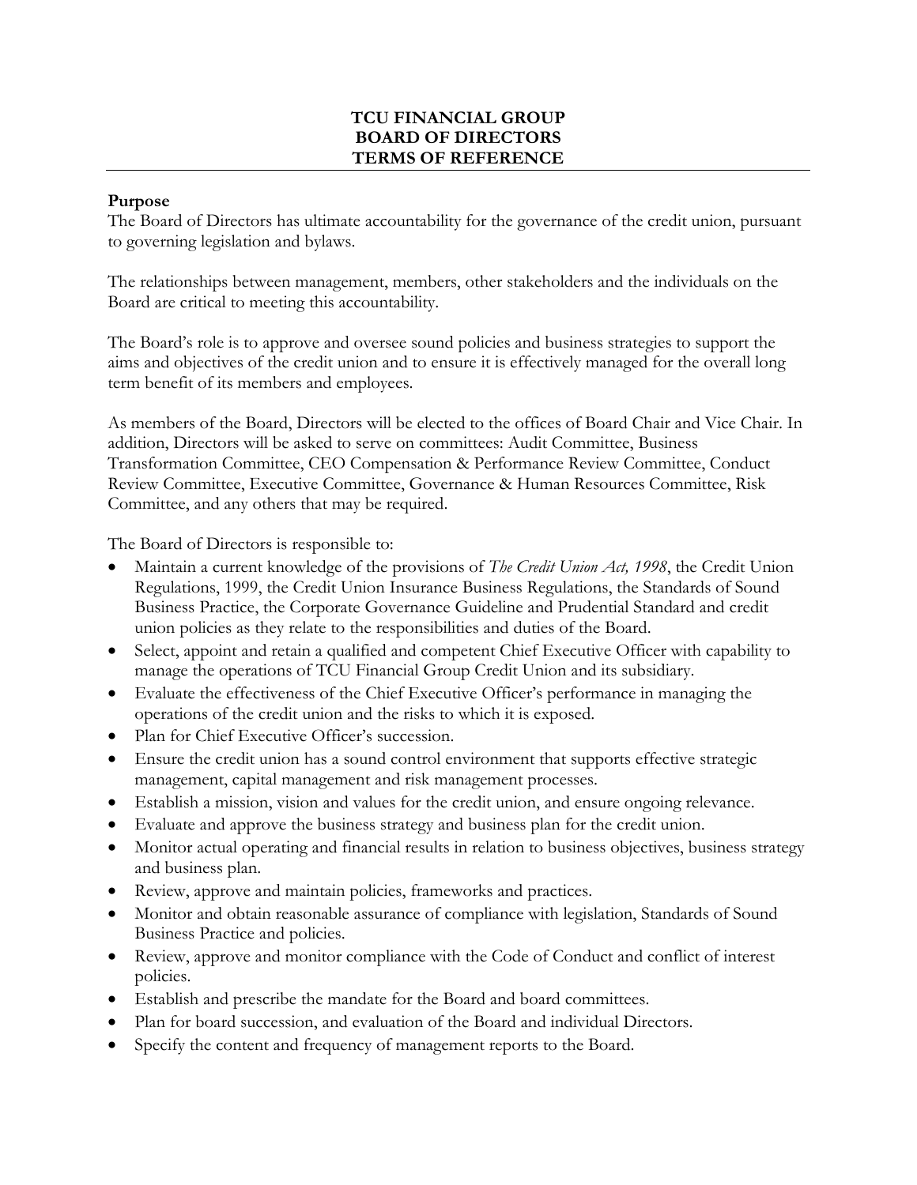# TCU FINANCIAL GROUP
# BOARD OF DIRECTORS
# TERMS OF REFERENCE

## Purpose

The Board of Directors has ultimate accountability for the governance of the credit union, pursuant to governing legislation and bylaws.

The relationships between management, members, other stakeholders and the individuals on the Board are critical to meeting this accountability.

The Board's role is to approve and oversee sound policies and business strategies to support the aims and objectives of the credit union and to ensure it is effectively managed for the overall long term benefit of its members and employees.

As members of the Board, Directors will be elected to the offices of Board Chair and Vice Chair. In addition, Directors will be asked to serve on committees: Audit Committee, Business Transformation Committee, CEO Compensation & Performance Review Committee, Conduct Review Committee, Executive Committee, Governance & Human Resources Committee, Risk Committee, and any others that may be required.

The Board of Directors is responsible to:

- Maintain a current knowledge of the provisions of *The Credit Union Act, 1998*, the Credit Union Regulations, 1999, the Credit Union Insurance Business Regulations, the Standards of Sound Business Practice, the Corporate Governance Guideline and Prudential Standard and credit union policies as they relate to the responsibilities and duties of the Board.
- Select, appoint and retain a qualified and competent Chief Executive Officer with capability to manage the operations of TCU Financial Group Credit Union and its subsidiary.
- Evaluate the effectiveness of the Chief Executive Officer's performance in managing the operations of the credit union and the risks to which it is exposed.
- Plan for Chief Executive Officer's succession.
- Ensure the credit union has a sound control environment that supports effective strategic management, capital management and risk management processes.
- Establish a mission, vision and values for the credit union, and ensure ongoing relevance.
- Evaluate and approve the business strategy and business plan for the credit union.
- Monitor actual operating and financial results in relation to business objectives, business strategy and business plan.
- Review, approve and maintain policies, frameworks and practices.
- Monitor and obtain reasonable assurance of compliance with legislation, Standards of Sound Business Practice and policies.
- Review, approve and monitor compliance with the Code of Conduct and conflict of interest policies.
- Establish and prescribe the mandate for the Board and board committees.
- Plan for board succession, and evaluation of the Board and individual Directors.
- Specify the content and frequency of management reports to the Board.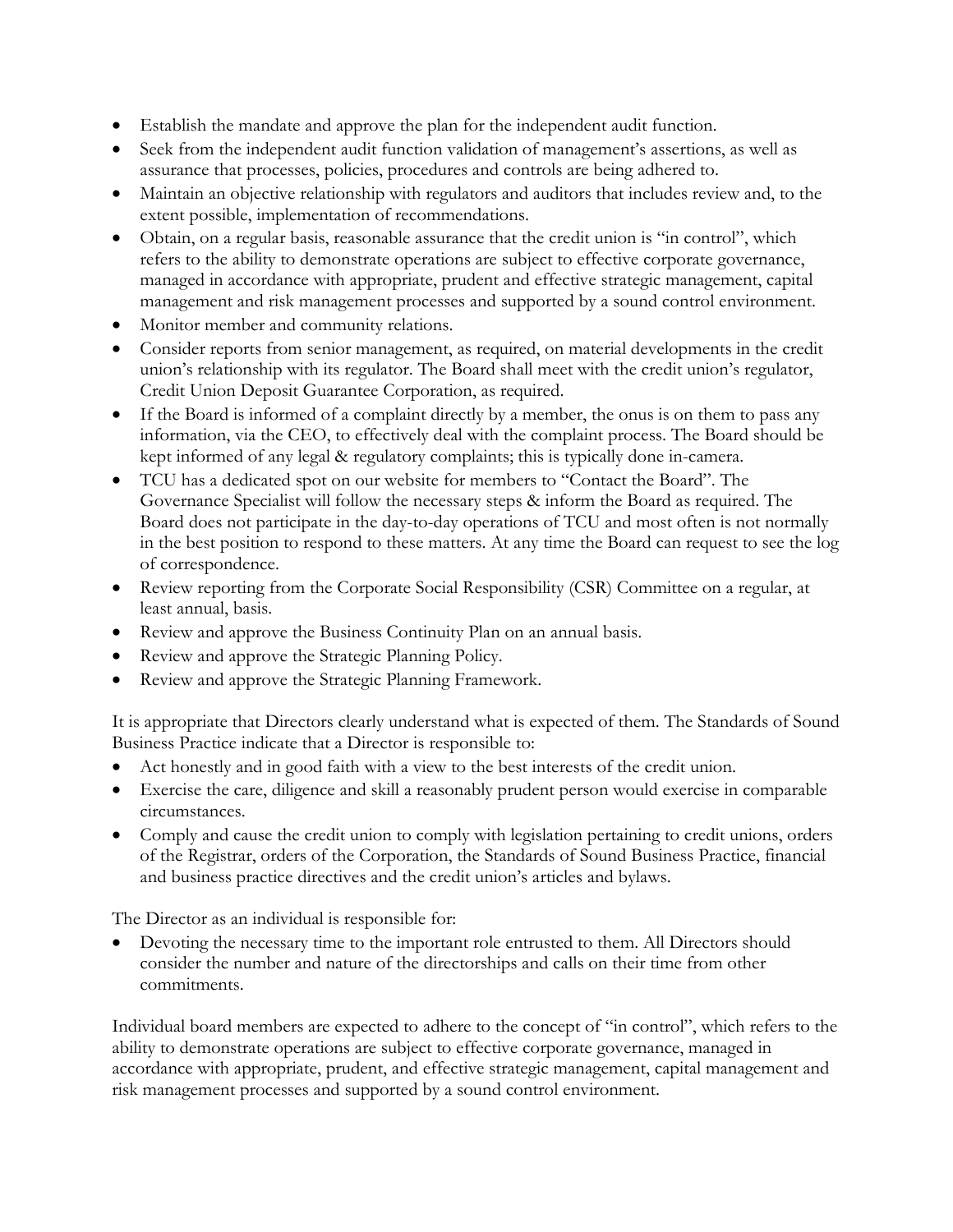- Establish the mandate and approve the plan for the independent audit function.
- Seek from the independent audit function validation of management's assertions, as well as assurance that processes, policies, procedures and controls are being adhered to.
- Maintain an objective relationship with regulators and auditors that includes review and, to the extent possible, implementation of recommendations.
- Obtain, on a regular basis, reasonable assurance that the credit union is "in control", which refers to the ability to demonstrate operations are subject to effective corporate governance, managed in accordance with appropriate, prudent and effective strategic management, capital management and risk management processes and supported by a sound control environment.
- Monitor member and community relations.
- Consider reports from senior management, as required, on material developments in the credit union's relationship with its regulator. The Board shall meet with the credit union's regulator, Credit Union Deposit Guarantee Corporation, as required.
- If the Board is informed of a complaint directly by a member, the onus is on them to pass any information, via the CEO, to effectively deal with the complaint process. The Board should be kept informed of any legal & regulatory complaints; this is typically done in-camera.
- TCU has a dedicated spot on our website for members to "Contact the Board". The Governance Specialist will follow the necessary steps & inform the Board as required. The Board does not participate in the day-to-day operations of TCU and most often is not normally in the best position to respond to these matters. At any time the Board can request to see the log of correspondence.
- Review reporting from the Corporate Social Responsibility (CSR) Committee on a regular, at least annual, basis.
- Review and approve the Business Continuity Plan on an annual basis.
- Review and approve the Strategic Planning Policy.
- Review and approve the Strategic Planning Framework.

It is appropriate that Directors clearly understand what is expected of them. The Standards of Sound Business Practice indicate that a Director is responsible to:

- Act honestly and in good faith with a view to the best interests of the credit union.
- Exercise the care, diligence and skill a reasonably prudent person would exercise in comparable circumstances.
- Comply and cause the credit union to comply with legislation pertaining to credit unions, orders of the Registrar, orders of the Corporation, the Standards of Sound Business Practice, financial and business practice directives and the credit union's articles and bylaws.

The Director as an individual is responsible for:

- Devoting the necessary time to the important role entrusted to them. All Directors should consider the number and nature of the directorships and calls on their time from other commitments.

Individual board members are expected to adhere to the concept of "in control", which refers to the ability to demonstrate operations are subject to effective corporate governance, managed in accordance with appropriate, prudent, and effective strategic management, capital management and risk management processes and supported by a sound control environment.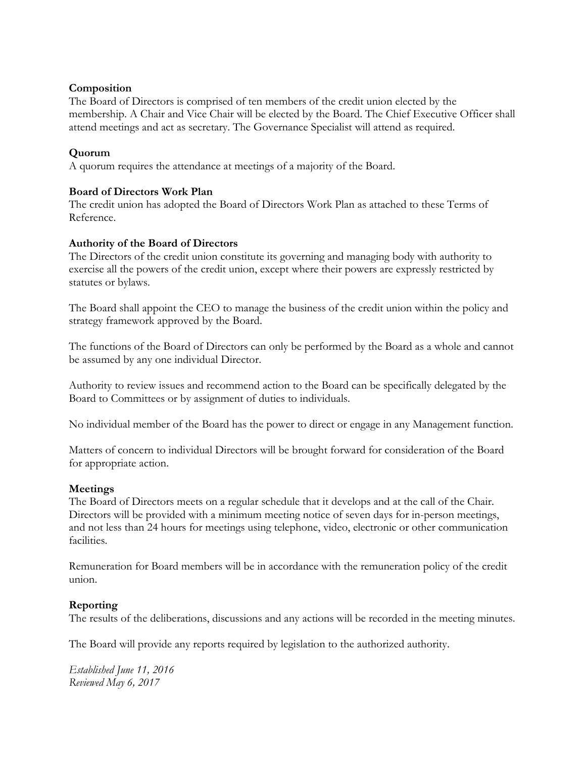## Composition

The Board of Directors is comprised of ten members of the credit union elected by the membership. A Chair and Vice Chair will be elected by the Board. The Chief Executive Officer shall attend meetings and act as secretary. The Governance Specialist will attend as required.

## Quorum

A quorum requires the attendance at meetings of a majority of the Board.

## Board of Directors Work Plan

The credit union has adopted the Board of Directors Work Plan as attached to these Terms of Reference.

## Authority of the Board of Directors

The Directors of the credit union constitute its governing and managing body with authority to exercise all the powers of the credit union, except where their powers are expressly restricted by statutes or bylaws.

The Board shall appoint the CEO to manage the business of the credit union within the policy and strategy framework approved by the Board.

The functions of the Board of Directors can only be performed by the Board as a whole and cannot be assumed by any one individual Director.

Authority to review issues and recommend action to the Board can be specifically delegated by the Board to Committees or by assignment of duties to individuals.

No individual member of the Board has the power to direct or engage in any Management function.

Matters of concern to individual Directors will be brought forward for consideration of the Board for appropriate action.

## Meetings

The Board of Directors meets on a regular schedule that it develops and at the call of the Chair. Directors will be provided with a minimum meeting notice of seven days for in-person meetings, and not less than 24 hours for meetings using telephone, video, electronic or other communication facilities.

Remuneration for Board members will be in accordance with the remuneration policy of the credit union.

## Reporting

The results of the deliberations, discussions and any actions will be recorded in the meeting minutes.

The Board will provide any reports required by legislation to the authorized authority.

*Established June 11, 2016*
*Reviewed May 6, 2017*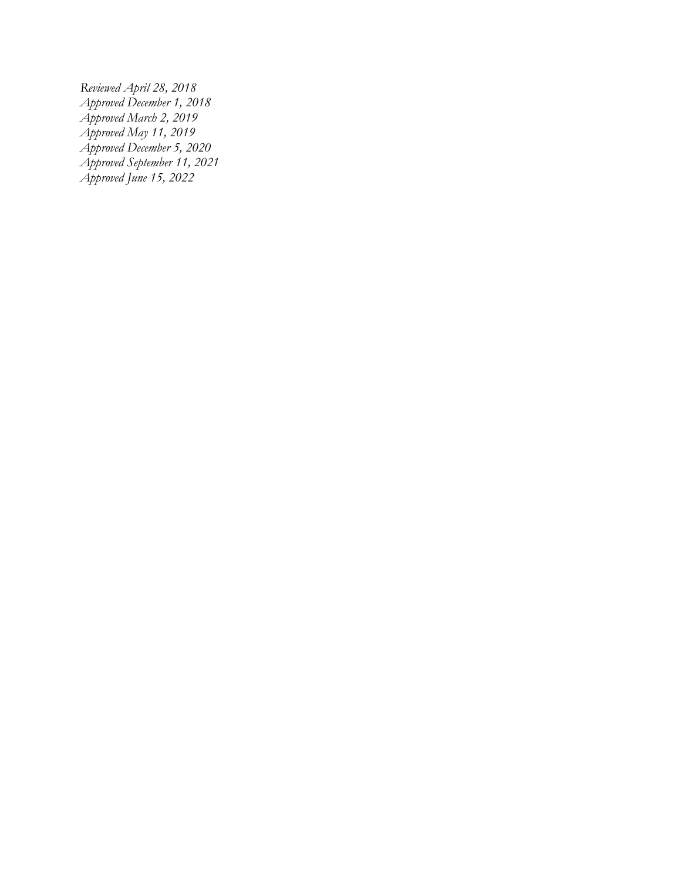*Reviewed April 28, 2018*
*Approved December 1, 2018*
*Approved March 2, 2019*
*Approved May 11, 2019*
*Approved December 5, 2020*
*Approved September 11, 2021*
*Approved June 15, 2022*